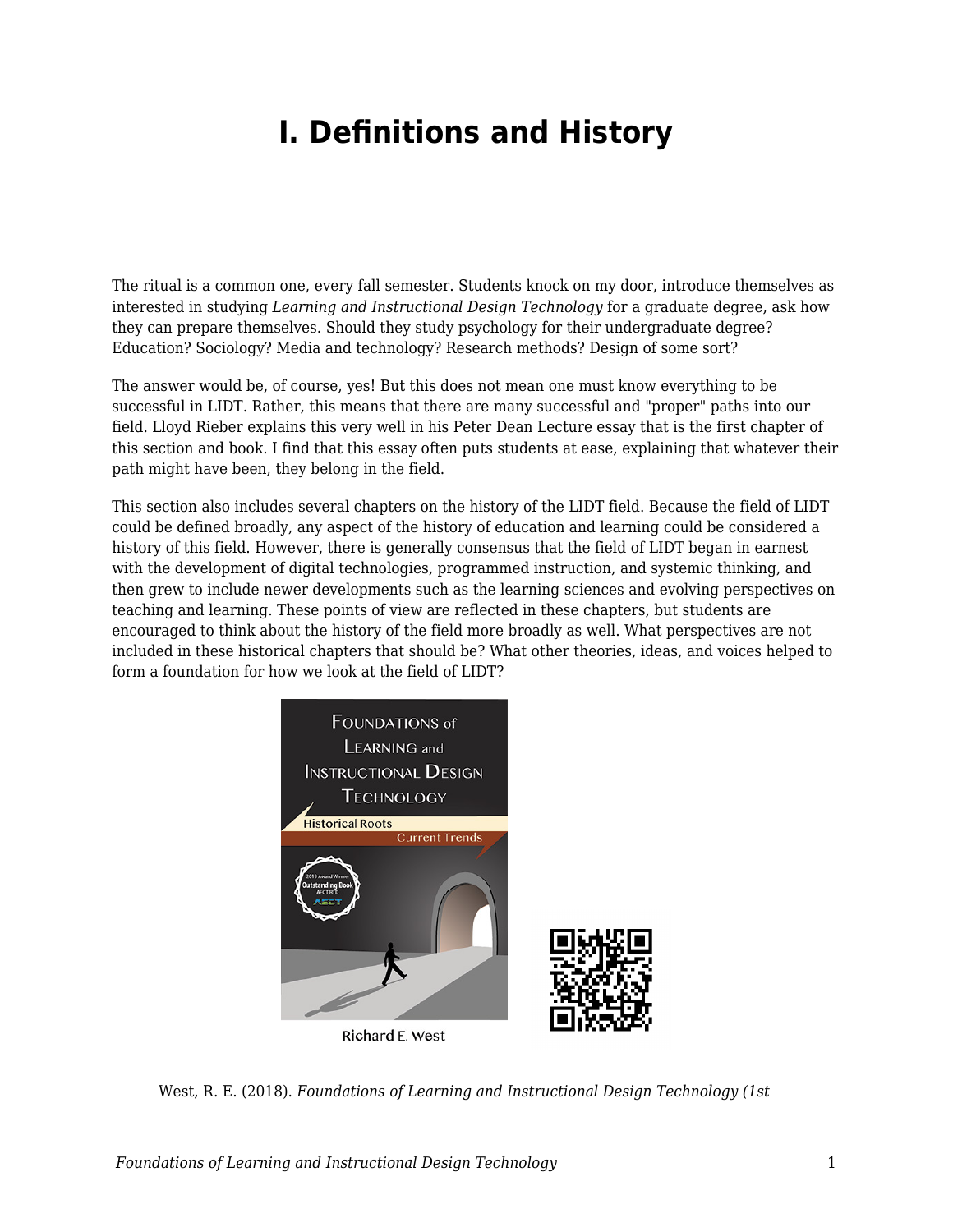# I. Definitions and History

The ritual is a common one, every fall semester. Students knock on my door, introduce themselves as interested in studying *Learning and Instructional Design Technology* for a graduate degree, ask how they can prepare themselves. Should they study psychology for their undergraduate degree? Education? Sociology? Media and technology? Research methods? Design of some sort?

The answer would be, of course, yes! But this does not mean one must know everything to be successful in LIDT. Rather, this means that there are many successful and "proper" paths into our field. Lloyd Rieber explains this very well in his Peter Dean Lecture essay that is the first chapter of this section and book. I find that this essay often puts students at ease, explaining that whatever their path might have been, they belong in the field.

This section also includes several chapters on the history of the LIDT field. Because the field of LIDT could be defined broadly, any aspect of the history of education and learning could be considered a history of this field. However, there is generally consensus that the field of LIDT began in earnest with the development of digital technologies, programmed instruction, and systemic thinking, and then grew to include newer developments such as the learning sciences and evolving perspectives on teaching and learning. These points of view are reflected in these chapters, but students are encouraged to think about the history of the field more broadly as well. What perspectives are not included in these historical chapters that should be? What other theories, ideas, and voices helped to form a foundation for how we look at the field of LIDT?

West, R. E. (2018). *Foundations of Learning and Instructional Design Technology (1st*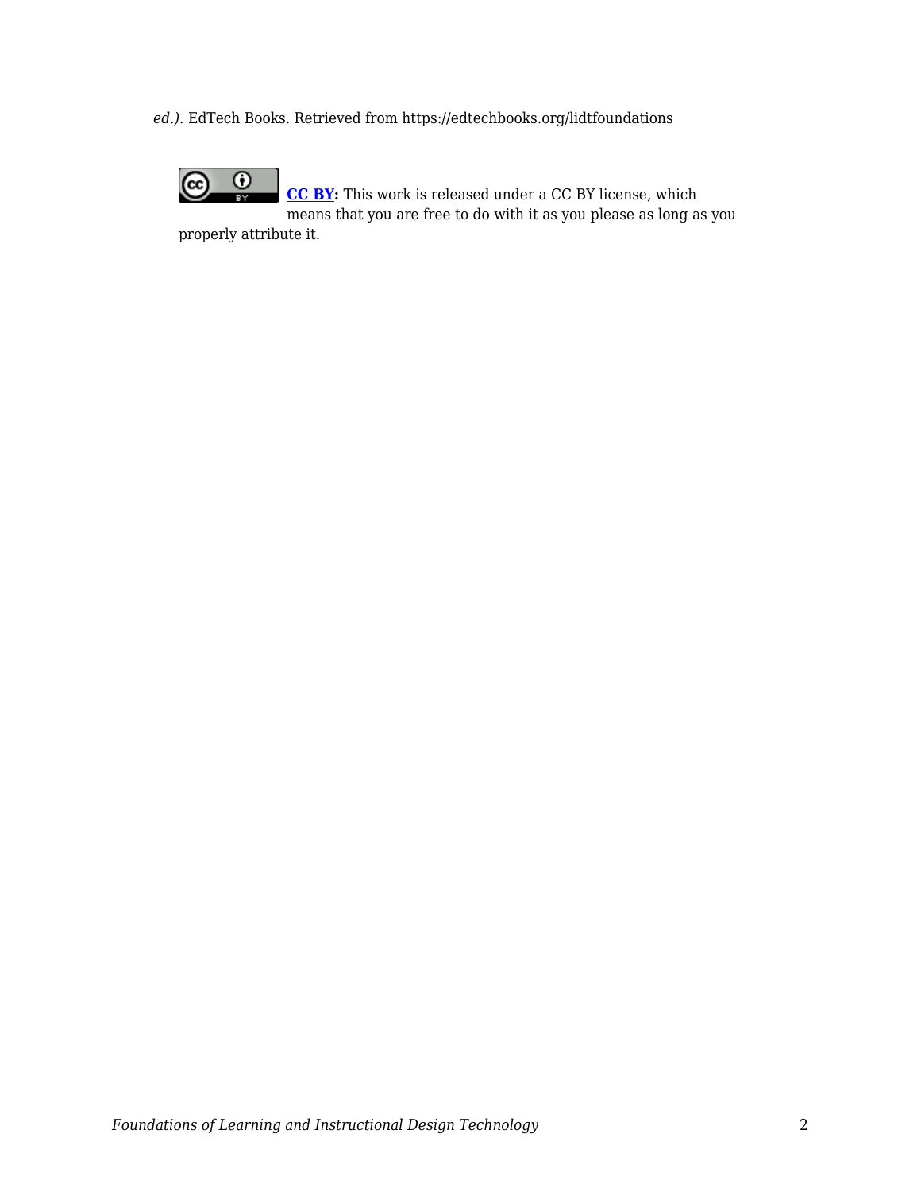*ed.)*. EdTech Books. Retrieved from https://edtechbooks.org/lidtfoundations

**CC BY:** This work is released under a CC BY license, which means that you are free to do with it as you please as long as you properly attribute it.